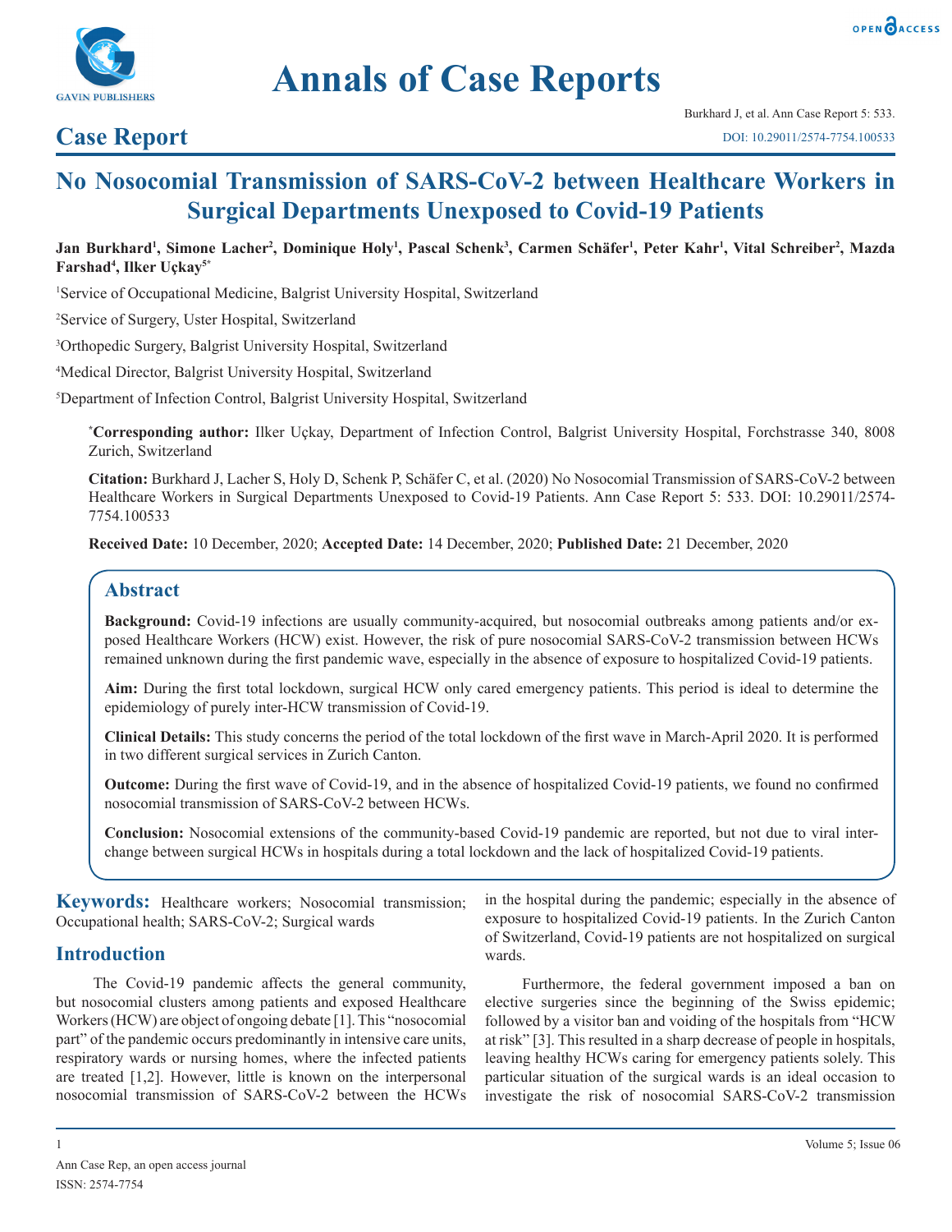# Annals of Case Reports

## Case Report

# No Nosocomial Transmission of SARS-CoV-2 between Healthcare Workers in Surgical Departments Unexposed to Covid-19 Patients

**Jan Burkhard[1], Simone Lacher[2], Dominique Holy[1], Pascal Schenk[3], Carmen Schäfer[1], Peter Kahr[1], Vital Schreiber[2], Mazda Farshad[4], Ilker Uçkay[5*]**

[1]Service of Occupational Medicine, Balgrist University Hospital, Switzerland

[2]Service of Surgery, Uster Hospital, Switzerland

[3]Orthopedic Surgery, Balgrist University Hospital, Switzerland

[4]Medical Director, Balgrist University Hospital, Switzerland

[5]Department of Infection Control, Balgrist University Hospital, Switzerland

**\*Corresponding author:** Ilker Uçkay, Department of Infection Control, Balgrist University Hospital, Forchstrasse 340, 8008 Zurich, Switzerland

**Citation:** Burkhard J, Lacher S, Holy D, Schenk P, Schäfer C, et al. (2020) No Nosocomial Transmission of SARS-CoV-2 between Healthcare Workers in Surgical Departments Unexposed to Covid-19 Patients. Ann Case Report 5: 533. DOI: 10.29011/2574-7754.100533

**Received Date:** 10 December, 2020; **Accepted Date:** 14 December, 2020; **Published Date:** 21 December, 2020

## Abstract

**Background:** Covid-19 infections are usually community-acquired, but nosocomial outbreaks among patients and/or exposed Healthcare Workers (HCW) exist. However, the risk of pure nosocomial SARS-CoV-2 transmission between HCWs remained unknown during the first pandemic wave, especially in the absence of exposure to hospitalized Covid-19 patients.

**Aim:** During the first total lockdown, surgical HCW only cared emergency patients. This period is ideal to determine the epidemiology of purely inter-HCW transmission of Covid-19.

**Clinical Details:** This study concerns the period of the total lockdown of the first wave in March-April 2020. It is performed in two different surgical services in Zurich Canton.

**Outcome:** During the first wave of Covid-19, and in the absence of hospitalized Covid-19 patients, we found no confirmed nosocomial transmission of SARS-CoV-2 between HCWs.

**Conclusion:** Nosocomial extensions of the community-based Covid-19 pandemic are reported, but not due to viral interchange between surgical HCWs in hospitals during a total lockdown and the lack of hospitalized Covid-19 patients.

**Keywords:** Healthcare workers; Nosocomial transmission; Occupational health; SARS-CoV-2; Surgical wards

## Introduction

The Covid-19 pandemic affects the general community, but nosocomial clusters among patients and exposed Healthcare Workers (HCW) are object of ongoing debate [1]. This "nosocomial part" of the pandemic occurs predominantly in intensive care units, respiratory wards or nursing homes, where the infected patients are treated [1,2]. However, little is known on the interpersonal nosocomial transmission of SARS-CoV-2 between the HCWs in the hospital during the pandemic; especially in the absence of exposure to hospitalized Covid-19 patients. In the Zurich Canton of Switzerland, Covid-19 patients are not hospitalized on surgical wards.

Furthermore, the federal government imposed a ban on elective surgeries since the beginning of the Swiss epidemic; followed by a visitor ban and voiding of the hospitals from "HCW at risk" [3]. This resulted in a sharp decrease of people in hospitals, leaving healthy HCWs caring for emergency patients solely. This particular situation of the surgical wards is an ideal occasion to investigate the risk of nosocomial SARS-CoV-2 transmission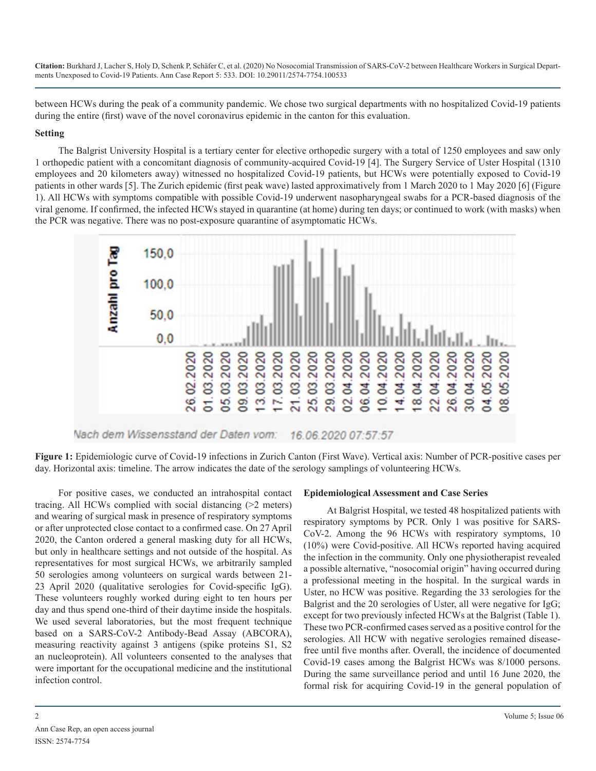between HCWs during the peak of a community pandemic. We chose two surgical departments with no hospitalized Covid-19 patients during the entire (first) wave of the novel coronavirus epidemic in the canton for this evaluation.

**Setting**

The Balgrist University Hospital is a tertiary center for elective orthopedic surgery with a total of 1250 employees and saw only 1 orthopedic patient with a concomitant diagnosis of community-acquired Covid-19 [4]. The Surgery Service of Uster Hospital (1310 employees and 20 kilometers away) witnessed no hospitalized Covid-19 patients, but HCWs were potentially exposed to Covid-19 patients in other wards [5]. The Zurich epidemic (first peak wave) lasted approximatively from 1 March 2020 to 1 May 2020 [6] (Figure 1). All HCWs with symptoms compatible with possible Covid-19 underwent nasopharyngeal swabs for a PCR-based diagnosis of the viral genome. If confirmed, the infected HCWs stayed in quarantine (at home) during ten days; or continued to work (with masks) when the PCR was negative. There was no post-exposure quarantine of asymptomatic HCWs.

**Figure 1:** Epidemiologic curve of Covid-19 infections in Zurich Canton (First Wave). Vertical axis: Number of PCR-positive cases per day. Horizontal axis: timeline. The arrow indicates the date of the serology samplings of volunteering HCWs.

For positive cases, we conducted an intrahospital contact tracing. All HCWs complied with social distancing (>2 meters) and wearing of surgical mask in presence of respiratory symptoms or after unprotected close contact to a confirmed case. On 27 April 2020, the Canton ordered a general masking duty for all HCWs, but only in healthcare settings and not outside of the hospital. As representatives for most surgical HCWs, we arbitrarily sampled 50 serologies among volunteers on surgical wards between 21-23 April 2020 (qualitative serologies for Covid-specific IgG). These volunteers roughly worked during eight to ten hours per day and thus spend one-third of their daytime inside the hospitals. We used several laboratories, but the most frequent technique based on a SARS-CoV-2 Antibody-Bead Assay (ABCORA), measuring reactivity against 3 antigens (spike proteins S1, S2 an nucleoprotein). All volunteers consented to the analyses that were important for the occupational medicine and the institutional infection control.

**Epidemiological Assessment and Case Series**

At Balgrist Hospital, we tested 48 hospitalized patients with respiratory symptoms by PCR. Only 1 was positive for SARS-CoV-2. Among the 96 HCWs with respiratory symptoms, 10 (10%) were Covid-positive. All HCWs reported having acquired the infection in the community. Only one physiotherapist revealed a possible alternative, "nosocomial origin" having occurred during a professional meeting in the hospital. In the surgical wards in Uster, no HCW was positive. Regarding the 33 serologies for the Balgrist and the 20 serologies of Uster, all were negative for IgG; except for two previously infected HCWs at the Balgrist (Table 1). These two PCR-confirmed cases served as a positive control for the serologies. All HCW with negative serologies remained disease-free until five months after. Overall, the incidence of documented Covid-19 cases among the Balgrist HCWs was 8/1000 persons. During the same surveillance period and until 16 June 2020, the formal risk for acquiring Covid-19 in the general population of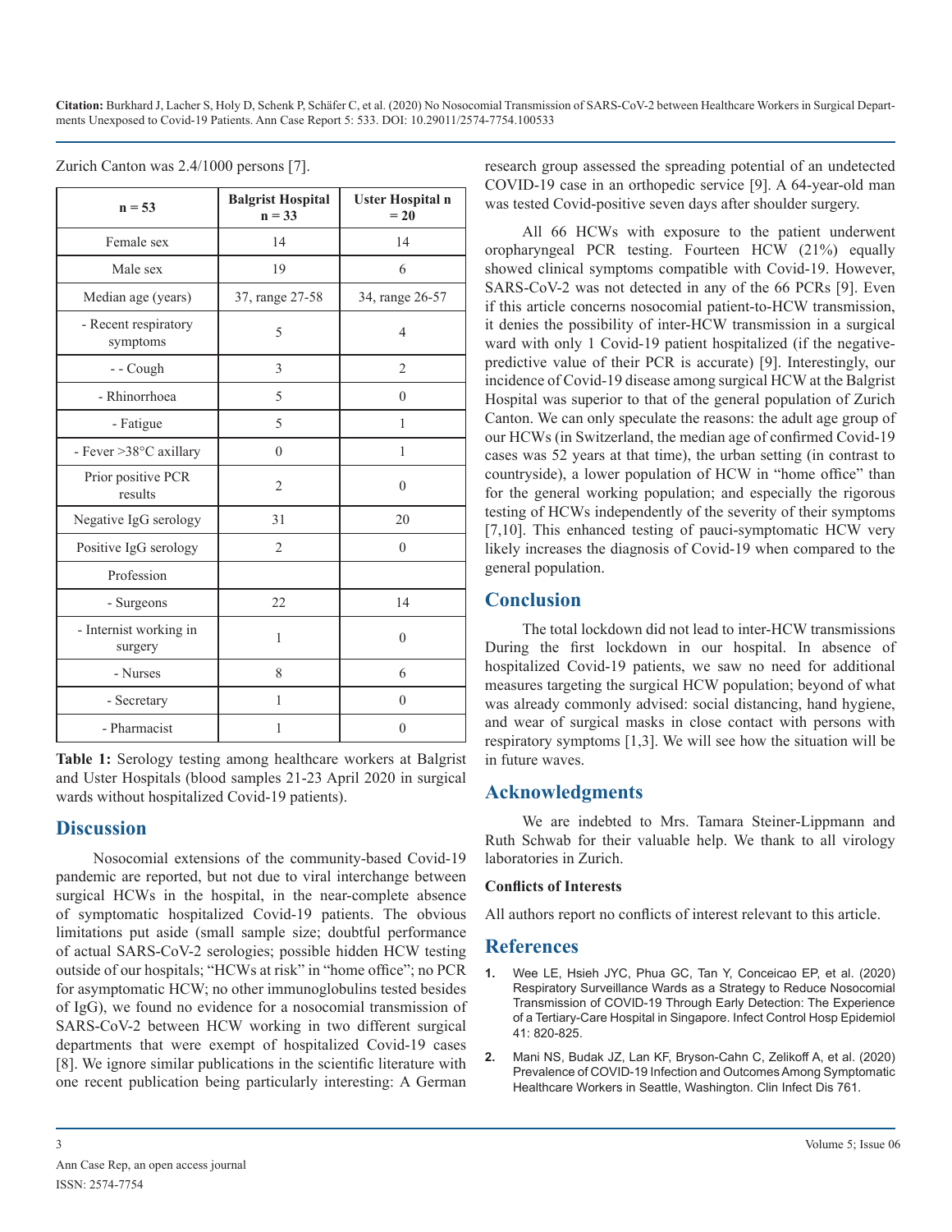Zurich Canton was 2.4/1000 persons [7].

| n = 53 | Balgrist Hospital n = 33 | Uster Hospital n = 20 |
|---|---|---|
| Female sex | 14 | 14 |
| Male sex | 19 | 6 |
| Median age (years) | 37, range 27-58 | 34, range 26-57 |
| - Recent respiratory symptoms | 5 | 4 |
| - - Cough | 3 | 2 |
| - Rhinorrhoea | 5 | 0 |
| - Fatigue | 5 | 1 |
| - Fever >38°C axillary | 0 | 1 |
| Prior positive PCR results | 2 | 0 |
| Negative IgG serology | 31 | 20 |
| Positive IgG serology | 2 | 0 |
| Profession | | |
| - Surgeons | 22 | 14 |
| - Internist working in surgery | 1 | 0 |
| - Nurses | 8 | 6 |
| - Secretary | 1 | 0 |
| - Pharmacist | 1 | 0 |

**Table 1:** Serology testing among healthcare workers at Balgrist and Uster Hospitals (blood samples 21-23 April 2020 in surgical wards without hospitalized Covid-19 patients).

## Discussion

Nosocomial extensions of the community-based Covid-19 pandemic are reported, but not due to viral interchange between surgical HCWs in the hospital, in the near-complete absence of symptomatic hospitalized Covid-19 patients. The obvious limitations put aside (small sample size; doubtful performance of actual SARS-CoV-2 serologies; possible hidden HCW testing outside of our hospitals; "HCWs at risk" in "home office"; no PCR for asymptomatic HCW; no other immunoglobulins tested besides of IgG), we found no evidence for a nosocomial transmission of SARS-CoV-2 between HCW working in two different surgical departments that were exempt of hospitalized Covid-19 cases [8]. We ignore similar publications in the scientific literature with one recent publication being particularly interesting: A German research group assessed the spreading potential of an undetected COVID-19 case in an orthopedic service [9]. A 64-year-old man was tested Covid-positive seven days after shoulder surgery.

All 66 HCWs with exposure to the patient underwent oropharyngeal PCR testing. Fourteen HCW (21%) equally showed clinical symptoms compatible with Covid-19. However, SARS-CoV-2 was not detected in any of the 66 PCRs [9]. Even if this article concerns nosocomial patient-to-HCW transmission, it denies the possibility of inter-HCW transmission in a surgical ward with only 1 Covid-19 patient hospitalized (if the negative-predictive value of their PCR is accurate) [9]. Interestingly, our incidence of Covid-19 disease among surgical HCW at the Balgrist Hospital was superior to that of the general population of Zurich Canton. We can only speculate the reasons: the adult age group of our HCWs (in Switzerland, the median age of confirmed Covid-19 cases was 52 years at that time), the urban setting (in contrast to countryside), a lower population of HCW in "home office" than for the general working population; and especially the rigorous testing of HCWs independently of the severity of their symptoms [7,10]. This enhanced testing of pauci-symptomatic HCW very likely increases the diagnosis of Covid-19 when compared to the general population.

## Conclusion

The total lockdown did not lead to inter-HCW transmissions During the first lockdown in our hospital. In absence of hospitalized Covid-19 patients, we saw no need for additional measures targeting the surgical HCW population; beyond of what was already commonly advised: social distancing, hand hygiene, and wear of surgical masks in close contact with persons with respiratory symptoms [1,3]. We will see how the situation will be in future waves.

## Acknowledgments

We are indebted to Mrs. Tamara Steiner-Lippmann and Ruth Schwab for their valuable help. We thank to all virology laboratories in Zurich.

### Conflicts of Interests

All authors report no conflicts of interest relevant to this article.

## References

1. Wee LE, Hsieh JYC, Phua GC, Tan Y, Conceicao EP, et al. (2020) Respiratory Surveillance Wards as a Strategy to Reduce Nosocomial Transmission of COVID-19 Through Early Detection: The Experience of a Tertiary-Care Hospital in Singapore. Infect Control Hosp Epidemiol 41: 820-825.
2. Mani NS, Budak JZ, Lan KF, Bryson-Cahn C, Zelikoff A, et al. (2020) Prevalence of COVID-19 Infection and Outcomes Among Symptomatic Healthcare Workers in Seattle, Washington. Clin Infect Dis 761.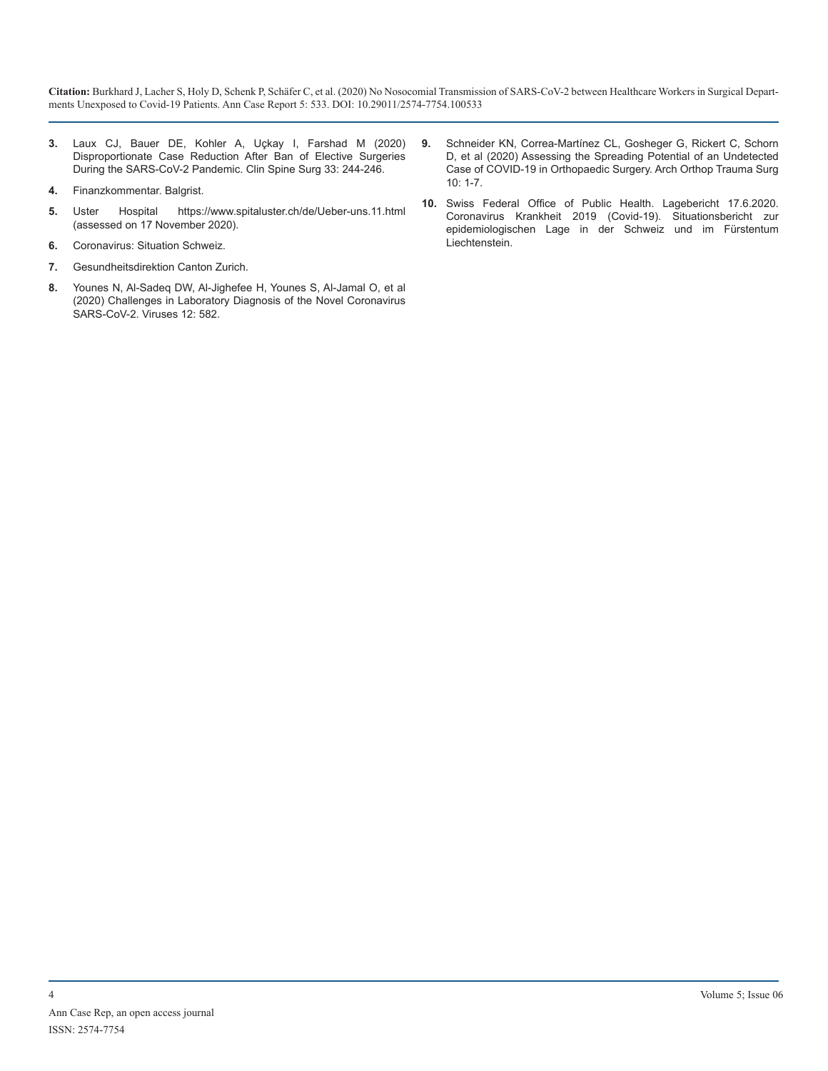3. Laux CJ, Bauer DE, Kohler A, Uçkay I, Farshad M (2020) Disproportionate Case Reduction After Ban of Elective Surgeries During the SARS-CoV-2 Pandemic. Clin Spine Surg 33: 244-246.

4. Finanzkommentar. Balgrist.

5. Uster Hospital https://www.spitaluster.ch/de/Ueber-uns.11.html (assessed on 17 November 2020).

6. Coronavirus: Situation Schweiz.

7. Gesundheitsdirektion Canton Zurich.

8. Younes N, Al-Sadeq DW, Al-Jighefee H, Younes S, Al-Jamal O, et al (2020) Challenges in Laboratory Diagnosis of the Novel Coronavirus SARS-CoV-2. Viruses 12: 582.

9. Schneider KN, Correa-Martínez CL, Gosheger G, Rickert C, Schorn D, et al (2020) Assessing the Spreading Potential of an Undetected Case of COVID-19 in Orthopaedic Surgery. Arch Orthop Trauma Surg 10: 1-7.

10. Swiss Federal Office of Public Health. Lagebericht 17.6.2020. Coronavirus Krankheit 2019 (Covid-19). Situationsbericht zur epidemiologischen Lage in der Schweiz und im Fürstentum Liechtenstein.